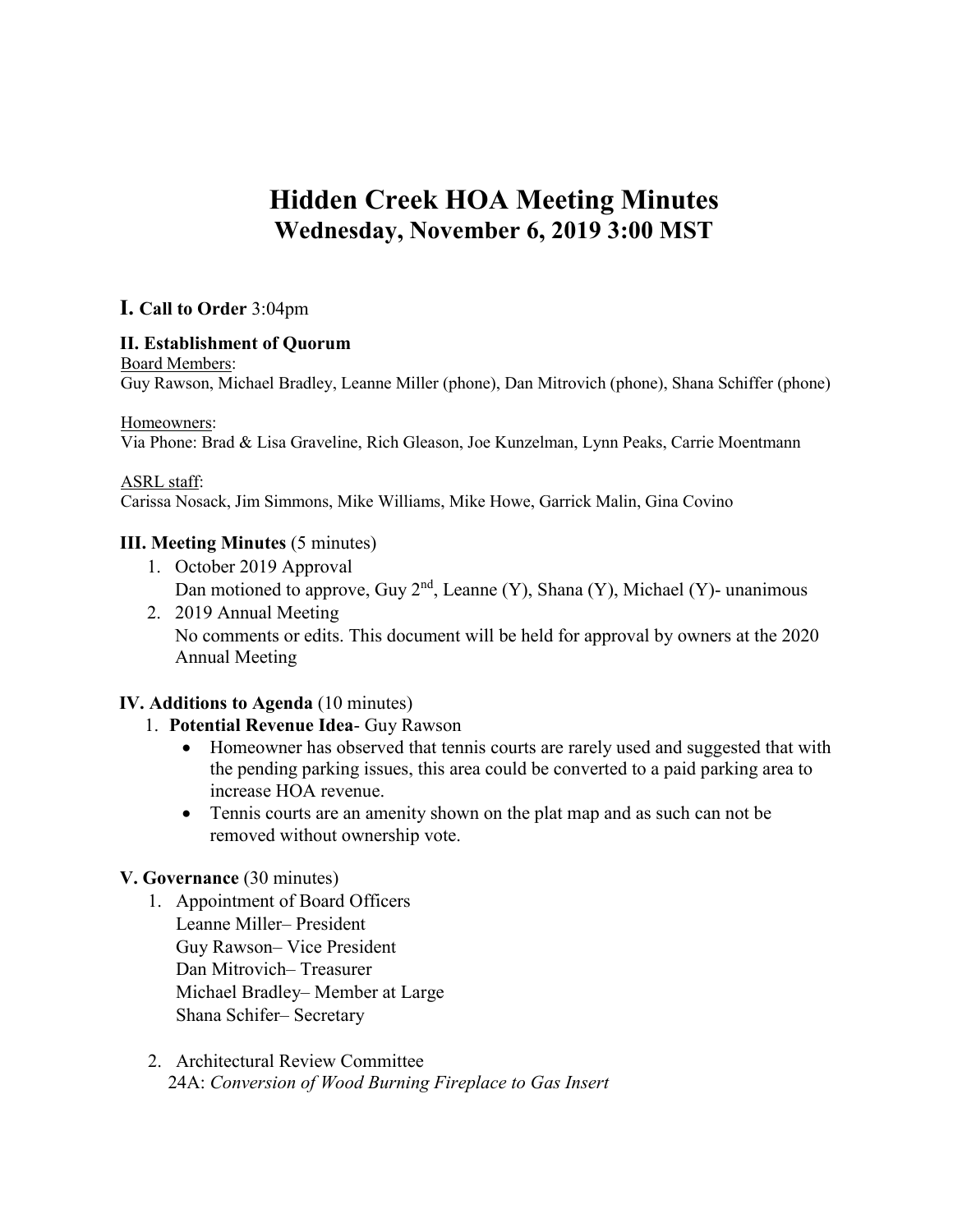# Hidden Creek HOA Meeting Minutes
## Wednesday, November 6, 2019 3:00 MST

### I. Call to Order 3:04pm

**II. Establishment of Quorum**

Board Members:
Guy Rawson, Michael Bradley, Leanne Miller (phone), Dan Mitrovich (phone), Shana Schiffer (phone)

Homeowners:
Via Phone: Brad & Lisa Graveline, Rich Gleason, Joe Kunzelman, Lynn Peaks, Carrie Moentmann

ASRL staff:
Carissa Nosack, Jim Simmons, Mike Williams, Mike Howe, Garrick Malin, Gina Covino

**III. Meeting Minutes** (5 minutes)

1. October 2019 Approval
   Dan motioned to approve, Guy 2nd, Leanne (Y), Shana (Y), Michael (Y)- unanimous
2. 2019 Annual Meeting
   No comments or edits. This document will be held for approval by owners at the 2020 Annual Meeting

**IV. Additions to Agenda** (10 minutes)

1. **Potential Revenue Idea**- Guy Rawson
   - Homeowner has observed that tennis courts are rarely used and suggested that with the pending parking issues, this area could be converted to a paid parking area to increase HOA revenue.
   - Tennis courts are an amenity shown on the plat map and as such can not be removed without ownership vote.

**V. Governance** (30 minutes)

1. Appointment of Board Officers
   Leanne Miller– President
   Guy Rawson– Vice President
   Dan Mitrovich– Treasurer
   Michael Bradley– Member at Large
   Shana Schifer– Secretary

2. Architectural Review Committee
   24A: *Conversion of Wood Burning Fireplace to Gas Insert*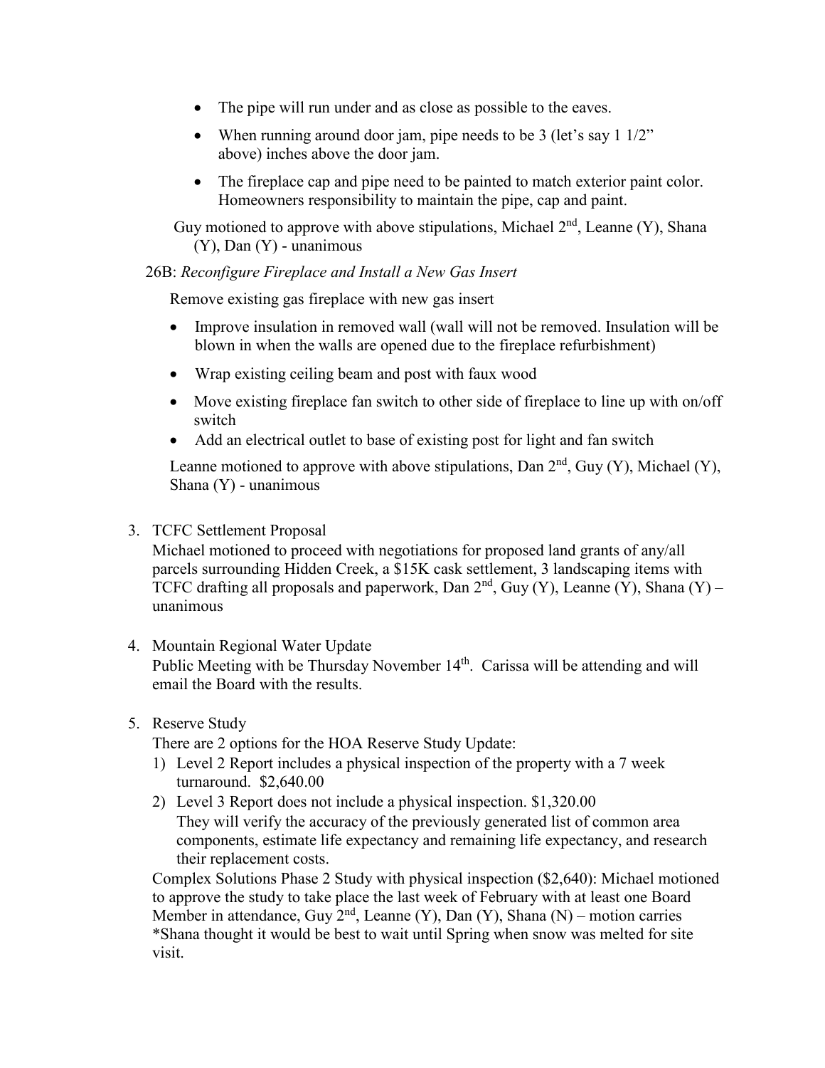- The pipe will run under and as close as possible to the eaves.
- When running around door jam, pipe needs to be 3 (let's say 1 1/2" above) inches above the door jam.
- The fireplace cap and pipe need to be painted to match exterior paint color. Homeowners responsibility to maintain the pipe, cap and paint.

Guy motioned to approve with above stipulations, Michael 2nd, Leanne (Y), Shana (Y), Dan (Y) - unanimous

26B: *Reconfigure Fireplace and Install a New Gas Insert*

Remove existing gas fireplace with new gas insert

- Improve insulation in removed wall (wall will not be removed. Insulation will be blown in when the walls are opened due to the fireplace refurbishment)
- Wrap existing ceiling beam and post with faux wood
- Move existing fireplace fan switch to other side of fireplace to line up with on/off switch
- Add an electrical outlet to base of existing post for light and fan switch

Leanne motioned to approve with above stipulations, Dan 2nd, Guy (Y), Michael (Y), Shana (Y) - unanimous

3. TCFC Settlement Proposal

   Michael motioned to proceed with negotiations for proposed land grants of any/all parcels surrounding Hidden Creek, a $15K cask settlement, 3 landscaping items with TCFC drafting all proposals and paperwork, Dan 2nd, Guy (Y), Leanne (Y), Shana (Y) – unanimous

4. Mountain Regional Water Update

   Public Meeting with be Thursday November 14th. Carissa will be attending and will email the Board with the results.

5. Reserve Study

   There are 2 options for the HOA Reserve Study Update:

   1) Level 2 Report includes a physical inspection of the property with a 7 week turnaround. $2,640.00
   2) Level 3 Report does not include a physical inspection. $1,320.00
      They will verify the accuracy of the previously generated list of common area components, estimate life expectancy and remaining life expectancy, and research their replacement costs.

   Complex Solutions Phase 2 Study with physical inspection ($2,640): Michael motioned to approve the study to take place the last week of February with at least one Board Member in attendance, Guy 2nd, Leanne (Y), Dan (Y), Shana (N) – motion carries
   *Shana thought it would be best to wait until Spring when snow was melted for site visit.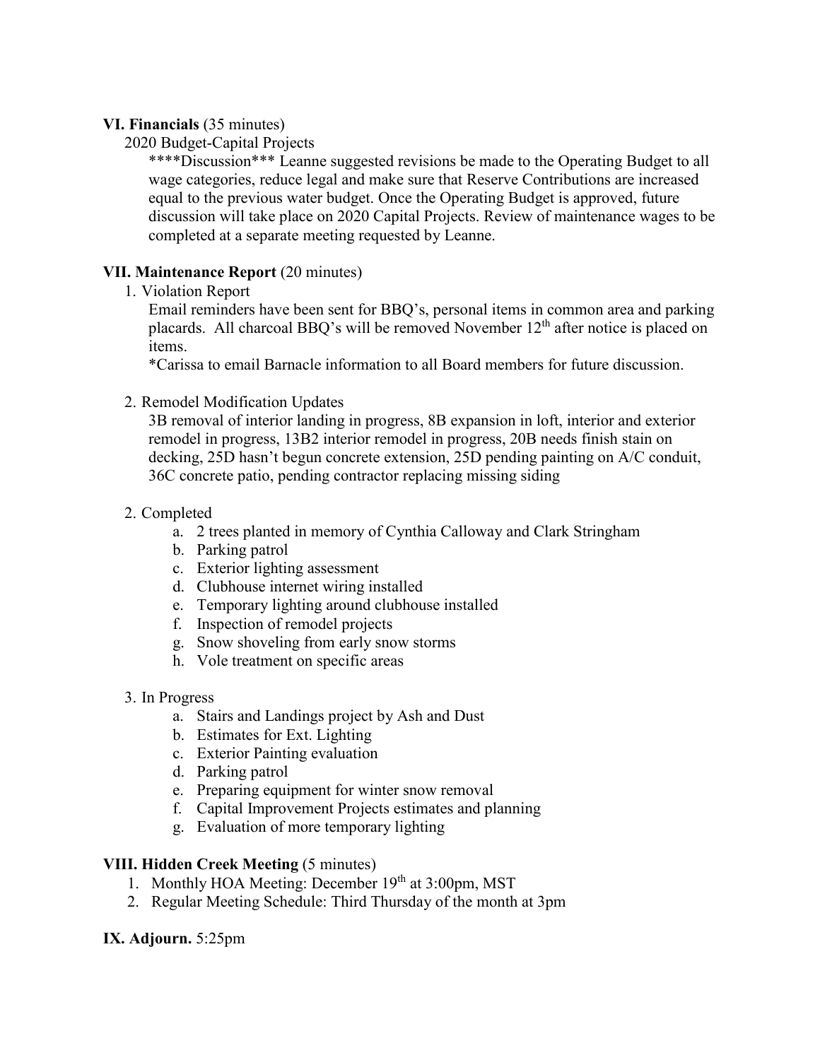**VI. Financials** (35 minutes)

2020 Budget-Capital Projects

****Discussion*** Leanne suggested revisions be made to the Operating Budget to all wage categories, reduce legal and make sure that Reserve Contributions are increased equal to the previous water budget. Once the Operating Budget is approved, future discussion will take place on 2020 Capital Projects. Review of maintenance wages to be completed at a separate meeting requested by Leanne.

**VII. Maintenance Report** (20 minutes)

1. Violation Report

   Email reminders have been sent for BBQ's, personal items in common area and parking placards. All charcoal BBQ's will be removed November 12th after notice is placed on items.

   *Carissa to email Barnacle information to all Board members for future discussion.

2. Remodel Modification Updates

   3B removal of interior landing in progress, 8B expansion in loft, interior and exterior remodel in progress, 13B2 interior remodel in progress, 20B needs finish stain on decking, 25D hasn't begun concrete extension, 25D pending painting on A/C conduit, 36C concrete patio, pending contractor replacing missing siding

2. Completed
   a. 2 trees planted in memory of Cynthia Calloway and Clark Stringham
   b. Parking patrol
   c. Exterior lighting assessment
   d. Clubhouse internet wiring installed
   e. Temporary lighting around clubhouse installed
   f. Inspection of remodel projects
   g. Snow shoveling from early snow storms
   h. Vole treatment on specific areas

3. In Progress
   a. Stairs and Landings project by Ash and Dust
   b. Estimates for Ext. Lighting
   c. Exterior Painting evaluation
   d. Parking patrol
   e. Preparing equipment for winter snow removal
   f. Capital Improvement Projects estimates and planning
   g. Evaluation of more temporary lighting

**VIII. Hidden Creek Meeting** (5 minutes)

1. Monthly HOA Meeting: December 19th at 3:00pm, MST
2. Regular Meeting Schedule: Third Thursday of the month at 3pm

**IX. Adjourn.** 5:25pm